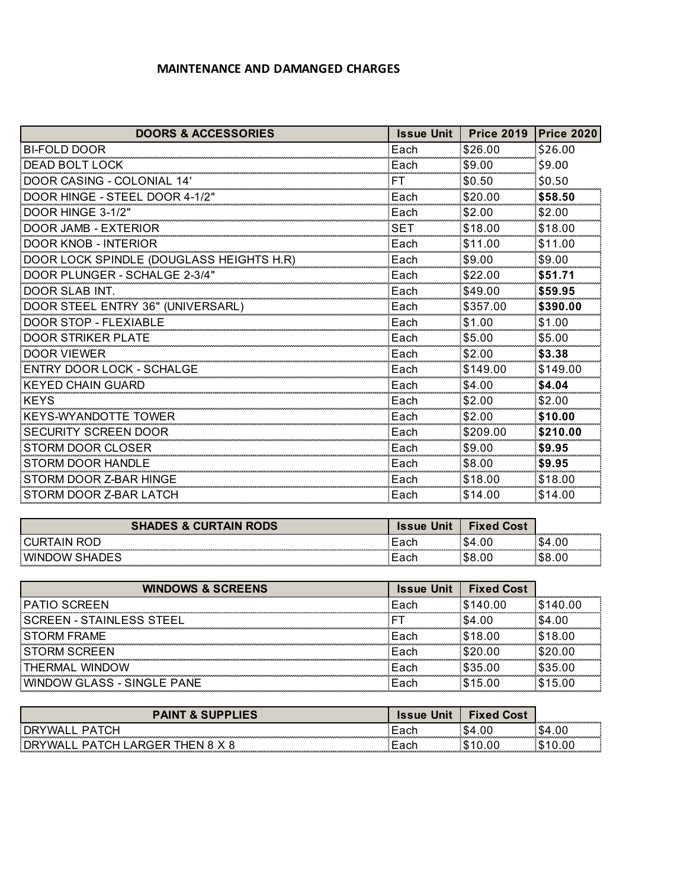# MAINTENANCE AND DAMANGED CHARGES

| DOORS & ACCESSORIES | Issue Unit | Price 2019 | Price 2020 |
|---|---|---|---|
| BI-FOLD DOOR | Each | $26.00 | $26.00 |
| DEAD BOLT LOCK | Each | $9.00 | $9.00 |
| DOOR CASING - COLONIAL 14' | FT | $0.50 | $0.50 |
| DOOR HINGE - STEEL DOOR 4-1/2" | Each | $20.00 | **$58.50** |
| DOOR HINGE 3-1/2" | Each | $2.00 | $2.00 |
| DOOR JAMB - EXTERIOR | SET | $18.00 | $18.00 |
| DOOR KNOB - INTERIOR | Each | $11.00 | $11.00 |
| DOOR LOCK SPINDLE (DOUGLASS HEIGHTS H.R) | Each | $9.00 | $9.00 |
| DOOR PLUNGER - SCHALGE 2-3/4" | Each | $22.00 | **$51.71** |
| DOOR SLAB INT. | Each | $49.00 | **$59.95** |
| DOOR STEEL ENTRY 36" (UNIVERSARL) | Each | $357.00 | **$390.00** |
| DOOR STOP - FLEXIABLE | Each | $1.00 | $1.00 |
| DOOR STRIKER PLATE | Each | $5.00 | $5.00 |
| DOOR VIEWER | Each | $2.00 | **$3.38** |
| ENTRY DOOR LOCK - SCHALGE | Each | $149.00 | $149.00 |
| KEYED CHAIN GUARD | Each | $4.00 | **$4.04** |
| KEYS | Each | $2.00 | $2.00 |
| KEYS-WYANDOTTE TOWER | Each | $2.00 | **$10.00** |
| SECURITY SCREEN DOOR | Each | $209.00 | **$210.00** |
| STORM DOOR CLOSER | Each | $9.00 | **$9.95** |
| STORM DOOR HANDLE | Each | $8.00 | **$9.95** |
| STORM DOOR Z-BAR HINGE | Each | $18.00 | $18.00 |
| STORM DOOR Z-BAR LATCH | Each | $14.00 | $14.00 |

| SHADES & CURTAIN RODS | Issue Unit | Fixed Cost | |
|---|---|---|---|
| CURTAIN ROD | Each | $4.00 | $4.00 |
| WINDOW SHADES | Each | $8.00 | $8.00 |

| WINDOWS & SCREENS | Issue Unit | Fixed Cost | |
|---|---|---|---|
| PATIO SCREEN | Each | $140.00 | $140.00 |
| SCREEN - STAINLESS STEEL | FT | $4.00 | $4.00 |
| STORM FRAME | Each | $18.00 | $18.00 |
| STORM SCREEN | Each | $20.00 | $20.00 |
| THERMAL WINDOW | Each | $35.00 | $35.00 |
| WINDOW GLASS - SINGLE PANE | Each | $15.00 | $15.00 |

| PAINT & SUPPLIES | Issue Unit | Fixed Cost | |
|---|---|---|---|
| DRYWALL PATCH | Each | $4.00 | $4.00 |
| DRYWALL PATCH LARGER THEN 8 X 8 | Each | $10.00 | $10.00 |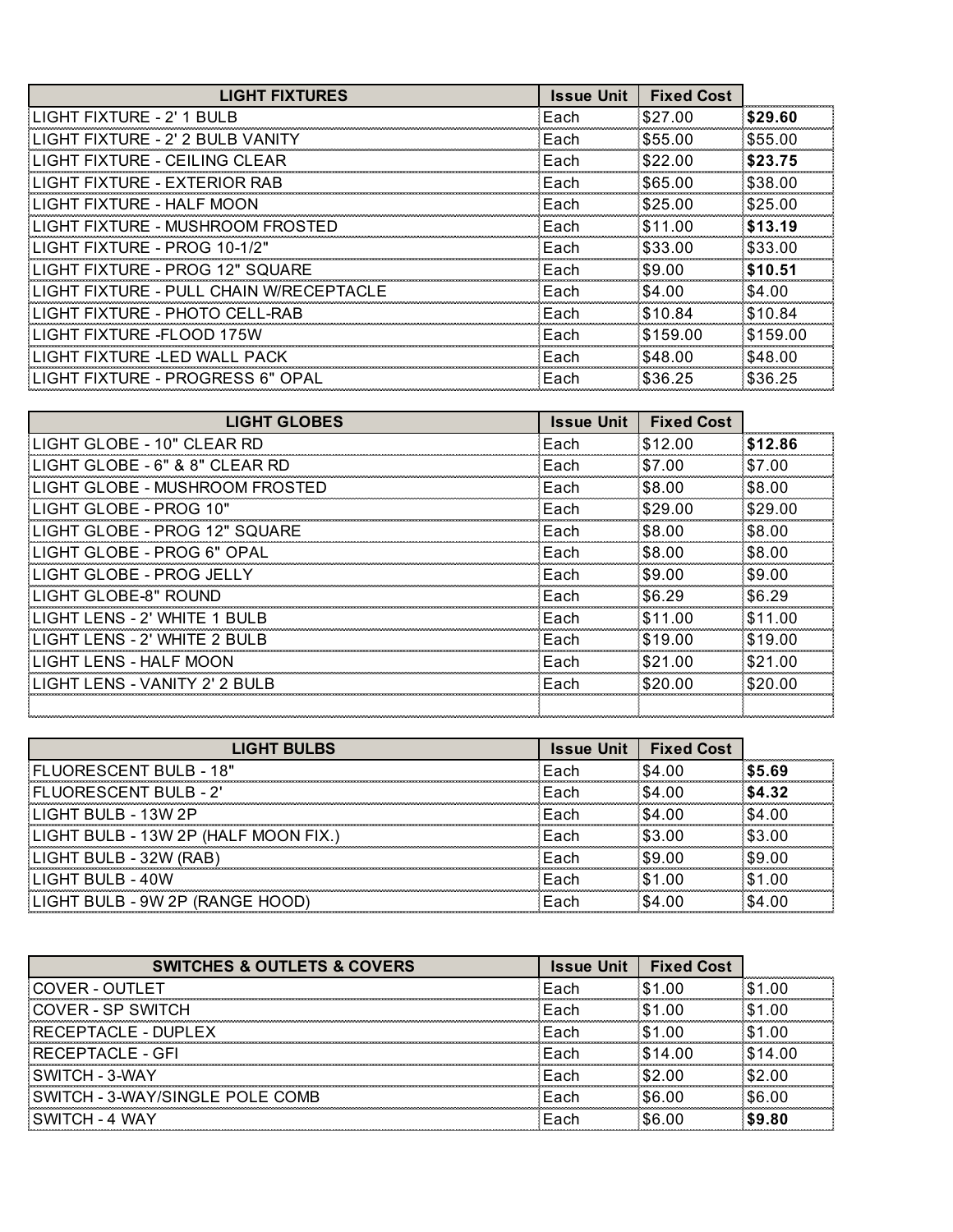| LIGHT FIXTURES | Issue Unit | Fixed Cost | |
|---|---|---|---|
| LIGHT FIXTURE - 2' 1 BULB | Each | $27.00 | **$29.60** |
| LIGHT FIXTURE - 2' 2 BULB VANITY | Each | $55.00 | $55.00 |
| LIGHT FIXTURE - CEILING CLEAR | Each | $22.00 | **$23.75** |
| LIGHT FIXTURE - EXTERIOR RAB | Each | $65.00 | $38.00 |
| LIGHT FIXTURE - HALF MOON | Each | $25.00 | $25.00 |
| LIGHT FIXTURE - MUSHROOM FROSTED | Each | $11.00 | **$13.19** |
| LIGHT FIXTURE - PROG 10-1/2" | Each | $33.00 | $33.00 |
| LIGHT FIXTURE - PROG 12" SQUARE | Each | $9.00 | **$10.51** |
| LIGHT FIXTURE - PULL CHAIN W/RECEPTACLE | Each | $4.00 | $4.00 |
| LIGHT FIXTURE - PHOTO CELL-RAB | Each | $10.84 | $10.84 |
| LIGHT FIXTURE -FLOOD 175W | Each | $159.00 | $159.00 |
| LIGHT FIXTURE -LED WALL PACK | Each | $48.00 | $48.00 |
| LIGHT FIXTURE - PROGRESS 6" OPAL | Each | $36.25 | $36.25 |

| LIGHT GLOBES | Issue Unit | Fixed Cost | |
|---|---|---|---|
| LIGHT GLOBE - 10" CLEAR RD | Each | $12.00 | **$12.86** |
| LIGHT GLOBE - 6" & 8" CLEAR RD | Each | $7.00 | $7.00 |
| LIGHT GLOBE - MUSHROOM FROSTED | Each | $8.00 | $8.00 |
| LIGHT GLOBE - PROG 10" | Each | $29.00 | $29.00 |
| LIGHT GLOBE - PROG 12" SQUARE | Each | $8.00 | $8.00 |
| LIGHT GLOBE - PROG 6" OPAL | Each | $8.00 | $8.00 |
| LIGHT GLOBE - PROG JELLY | Each | $9.00 | $9.00 |
| LIGHT GLOBE-8" ROUND | Each | $6.29 | $6.29 |
| LIGHT LENS - 2' WHITE 1 BULB | Each | $11.00 | $11.00 |
| LIGHT LENS - 2' WHITE 2 BULB | Each | $19.00 | $19.00 |
| LIGHT LENS - HALF MOON | Each | $21.00 | $21.00 |
| LIGHT LENS - VANITY 2' 2 BULB | Each | $20.00 | $20.00 |
| | | | |

| LIGHT BULBS | Issue Unit | Fixed Cost | |
|---|---|---|---|
| FLUORESCENT BULB - 18" | Each | $4.00 | **$5.69** |
| FLUORESCENT BULB - 2' | Each | $4.00 | **$4.32** |
| LIGHT BULB - 13W 2P | Each | $4.00 | $4.00 |
| LIGHT BULB - 13W 2P (HALF MOON FIX.) | Each | $3.00 | $3.00 |
| LIGHT BULB - 32W (RAB) | Each | $9.00 | $9.00 |
| LIGHT BULB - 40W | Each | $1.00 | $1.00 |
| LIGHT BULB - 9W 2P (RANGE HOOD) | Each | $4.00 | $4.00 |

| SWITCHES & OUTLETS & COVERS | Issue Unit | Fixed Cost | |
|---|---|---|---|
| COVER - OUTLET | Each | $1.00 | $1.00 |
| COVER - SP SWITCH | Each | $1.00 | $1.00 |
| RECEPTACLE - DUPLEX | Each | $1.00 | $1.00 |
| RECEPTACLE - GFI | Each | $14.00 | $14.00 |
| SWITCH - 3-WAY | Each | $2.00 | $2.00 |
| SWITCH - 3-WAY/SINGLE POLE COMB | Each | $6.00 | $6.00 |
| SWITCH - 4 WAY | Each | $6.00 | **$9.80** |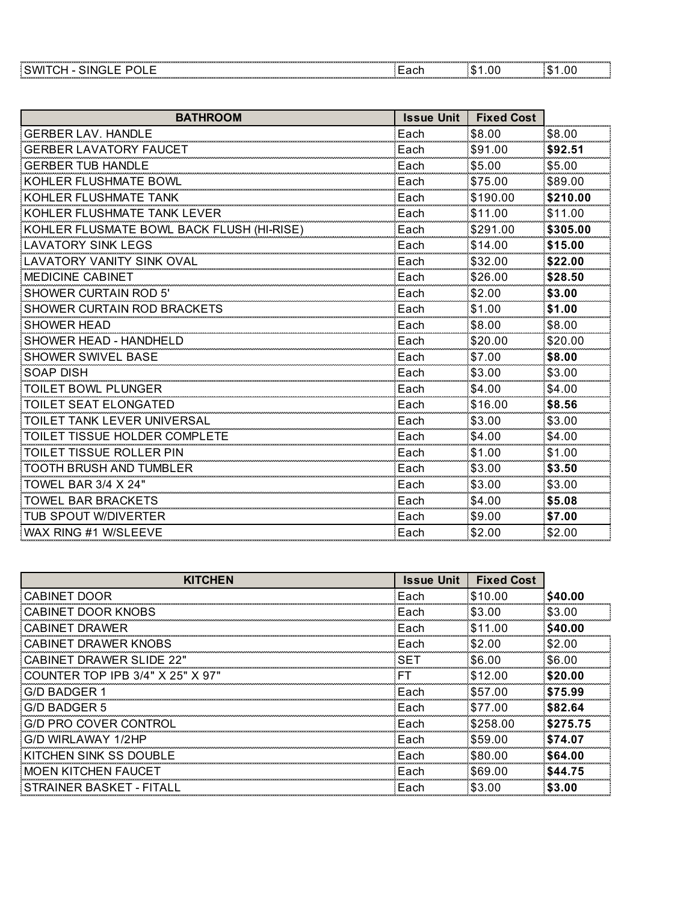| SWITCH - SINGLE POLE | Each | $1.00 | $1.00 |
|---|---|---|---|

| BATHROOM | Issue Unit | Fixed Cost | |
|---|---|---|---|
| GERBER LAV. HANDLE | Each | $8.00 | $8.00 |
| GERBER LAVATORY FAUCET | Each | $91.00 | **$92.51** |
| GERBER TUB HANDLE | Each | $5.00 | $5.00 |
| KOHLER FLUSHMATE BOWL | Each | $75.00 | $89.00 |
| KOHLER FLUSHMATE TANK | Each | $190.00 | **$210.00** |
| KOHLER FLUSHMATE TANK LEVER | Each | $11.00 | $11.00 |
| KOHLER FLUSMATE BOWL BACK FLUSH (HI-RISE) | Each | $291.00 | **$305.00** |
| LAVATORY SINK LEGS | Each | $14.00 | **$15.00** |
| LAVATORY VANITY SINK OVAL | Each | $32.00 | **$22.00** |
| MEDICINE CABINET | Each | $26.00 | **$28.50** |
| SHOWER CURTAIN ROD 5' | Each | $2.00 | **$3.00** |
| SHOWER CURTAIN ROD BRACKETS | Each | $1.00 | **$1.00** |
| SHOWER HEAD | Each | $8.00 | $8.00 |
| SHOWER HEAD - HANDHELD | Each | $20.00 | $20.00 |
| SHOWER SWIVEL BASE | Each | $7.00 | **$8.00** |
| SOAP DISH | Each | $3.00 | $3.00 |
| TOILET BOWL PLUNGER | Each | $4.00 | $4.00 |
| TOILET SEAT ELONGATED | Each | $16.00 | **$8.56** |
| TOILET TANK LEVER UNIVERSAL | Each | $3.00 | $3.00 |
| TOILET TISSUE HOLDER COMPLETE | Each | $4.00 | $4.00 |
| TOILET TISSUE ROLLER PIN | Each | $1.00 | $1.00 |
| TOOTH BRUSH AND TUMBLER | Each | $3.00 | **$3.50** |
| TOWEL BAR 3/4 X 24" | Each | $3.00 | $3.00 |
| TOWEL BAR BRACKETS | Each | $4.00 | **$5.08** |
| TUB SPOUT W/DIVERTER | Each | $9.00 | **$7.00** |
| WAX RING #1 W/SLEEVE | Each | $2.00 | $2.00 |

| KITCHEN | Issue Unit | Fixed Cost | |
|---|---|---|---|
| CABINET DOOR | Each | $10.00 | **$40.00** |
| CABINET DOOR KNOBS | Each | $3.00 | $3.00 |
| CABINET DRAWER | Each | $11.00 | **$40.00** |
| CABINET DRAWER KNOBS | Each | $2.00 | $2.00 |
| CABINET DRAWER SLIDE 22" | SET | $6.00 | $6.00 |
| COUNTER TOP IPB 3/4" X 25" X 97" | FT | $12.00 | **$20.00** |
| G/D BADGER 1 | Each | $57.00 | **$75.99** |
| G/D BADGER 5 | Each | $77.00 | **$82.64** |
| G/D PRO COVER CONTROL | Each | $258.00 | **$275.75** |
| G/D WIRLAWAY 1/2HP | Each | $59.00 | **$74.07** |
| KITCHEN SINK SS DOUBLE | Each | $80.00 | **$64.00** |
| MOEN KITCHEN FAUCET | Each | $69.00 | **$44.75** |
| STRAINER BASKET - FITALL | Each | $3.00 | **$3.00** |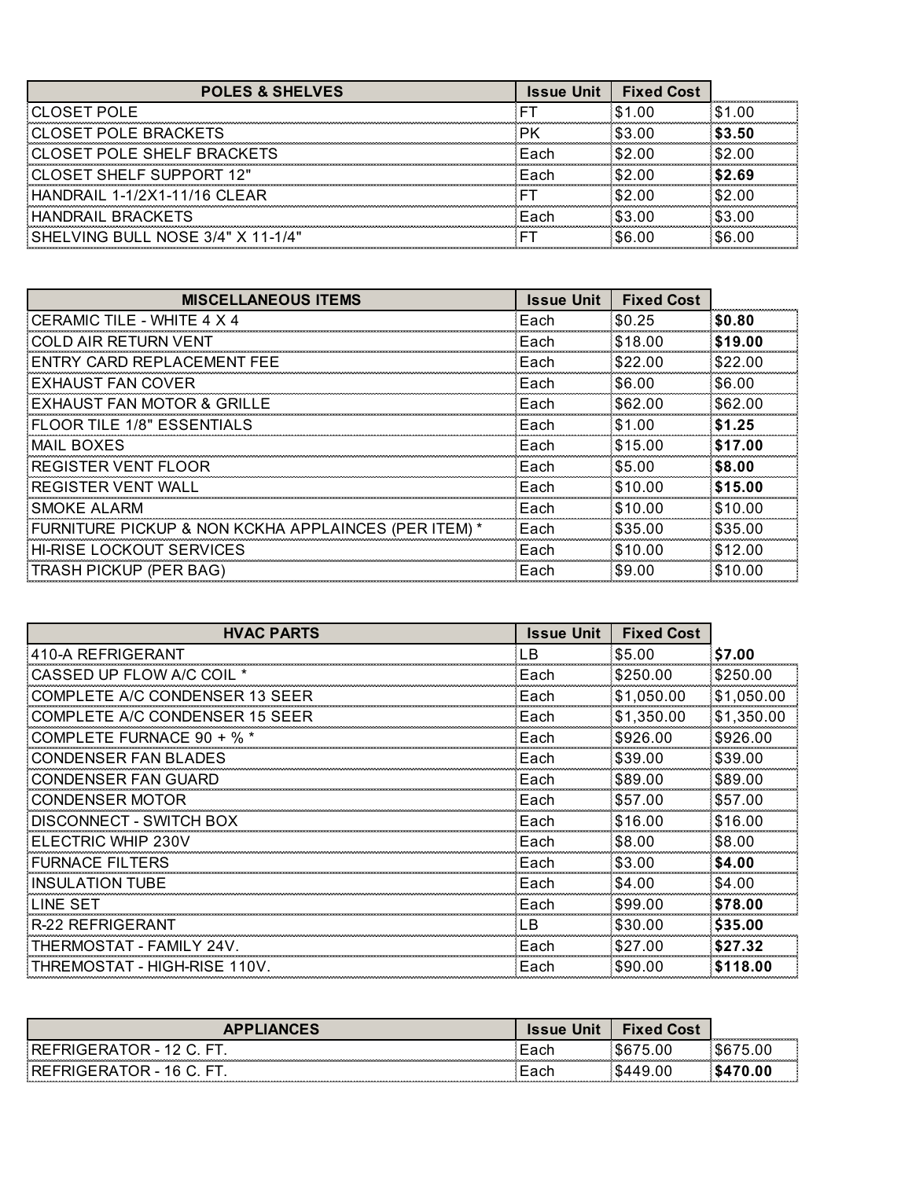| POLES & SHELVES | Issue Unit | Fixed Cost | |
|---|---|---|---|
| CLOSET POLE | FT | $1.00 | $1.00 |
| CLOSET POLE BRACKETS | PK | $3.00 | **$3.50** |
| CLOSET POLE SHELF BRACKETS | Each | $2.00 | $2.00 |
| CLOSET SHELF SUPPORT 12" | Each | $2.00 | **$2.69** |
| HANDRAIL 1-1/2X1-11/16 CLEAR | FT | $2.00 | $2.00 |
| HANDRAIL BRACKETS | Each | $3.00 | $3.00 |
| SHELVING BULL NOSE 3/4" X 11-1/4" | FT | $6.00 | $6.00 |

| MISCELLANEOUS ITEMS | Issue Unit | Fixed Cost | |
|---|---|---|---|
| CERAMIC TILE - WHITE 4 X 4 | Each | $0.25 | **$0.80** |
| COLD AIR RETURN VENT | Each | $18.00 | **$19.00** |
| ENTRY CARD REPLACEMENT FEE | Each | $22.00 | $22.00 |
| EXHAUST FAN COVER | Each | $6.00 | $6.00 |
| EXHAUST FAN MOTOR & GRILLE | Each | $62.00 | $62.00 |
| FLOOR TILE 1/8" ESSENTIALS | Each | $1.00 | **$1.25** |
| MAIL BOXES | Each | $15.00 | **$17.00** |
| REGISTER VENT FLOOR | Each | $5.00 | **$8.00** |
| REGISTER VENT WALL | Each | $10.00 | **$15.00** |
| SMOKE ALARM | Each | $10.00 | $10.00 |
| FURNITURE PICKUP & NON KCKHA APPLAINCES (PER ITEM) * | Each | $35.00 | $35.00 |
| HI-RISE LOCKOUT SERVICES | Each | $10.00 | $12.00 |
| TRASH PICKUP (PER BAG) | Each | $9.00 | $10.00 |

| HVAC PARTS | Issue Unit | Fixed Cost | |
|---|---|---|---|
| 410-A REFRIGERANT | LB | $5.00 | **$7.00** |
| CASSED UP FLOW A/C COIL * | Each | $250.00 | $250.00 |
| COMPLETE A/C CONDENSER 13 SEER | Each | $1,050.00 | $1,050.00 |
| COMPLETE A/C CONDENSER 15 SEER | Each | $1,350.00 | $1,350.00 |
| COMPLETE FURNACE 90 + % * | Each | $926.00 | $926.00 |
| CONDENSER FAN BLADES | Each | $39.00 | $39.00 |
| CONDENSER FAN GUARD | Each | $89.00 | $89.00 |
| CONDENSER MOTOR | Each | $57.00 | $57.00 |
| DISCONNECT - SWITCH BOX | Each | $16.00 | $16.00 |
| ELECTRIC WHIP 230V | Each | $8.00 | $8.00 |
| FURNACE FILTERS | Each | $3.00 | **$4.00** |
| INSULATION TUBE | Each | $4.00 | $4.00 |
| LINE SET | Each | $99.00 | **$78.00** |
| R-22 REFRIGERANT | LB | $30.00 | **$35.00** |
| THERMOSTAT - FAMILY 24V. | Each | $27.00 | **$27.32** |
| THREMOSTAT - HIGH-RISE 110V. | Each | $90.00 | **$118.00** |

| APPLIANCES | Issue Unit | Fixed Cost | |
|---|---|---|---|
| REFRIGERATOR - 12 C. FT. | Each | $675.00 | $675.00 |
| REFRIGERATOR - 16 C. FT. | Each | $449.00 | **$470.00** |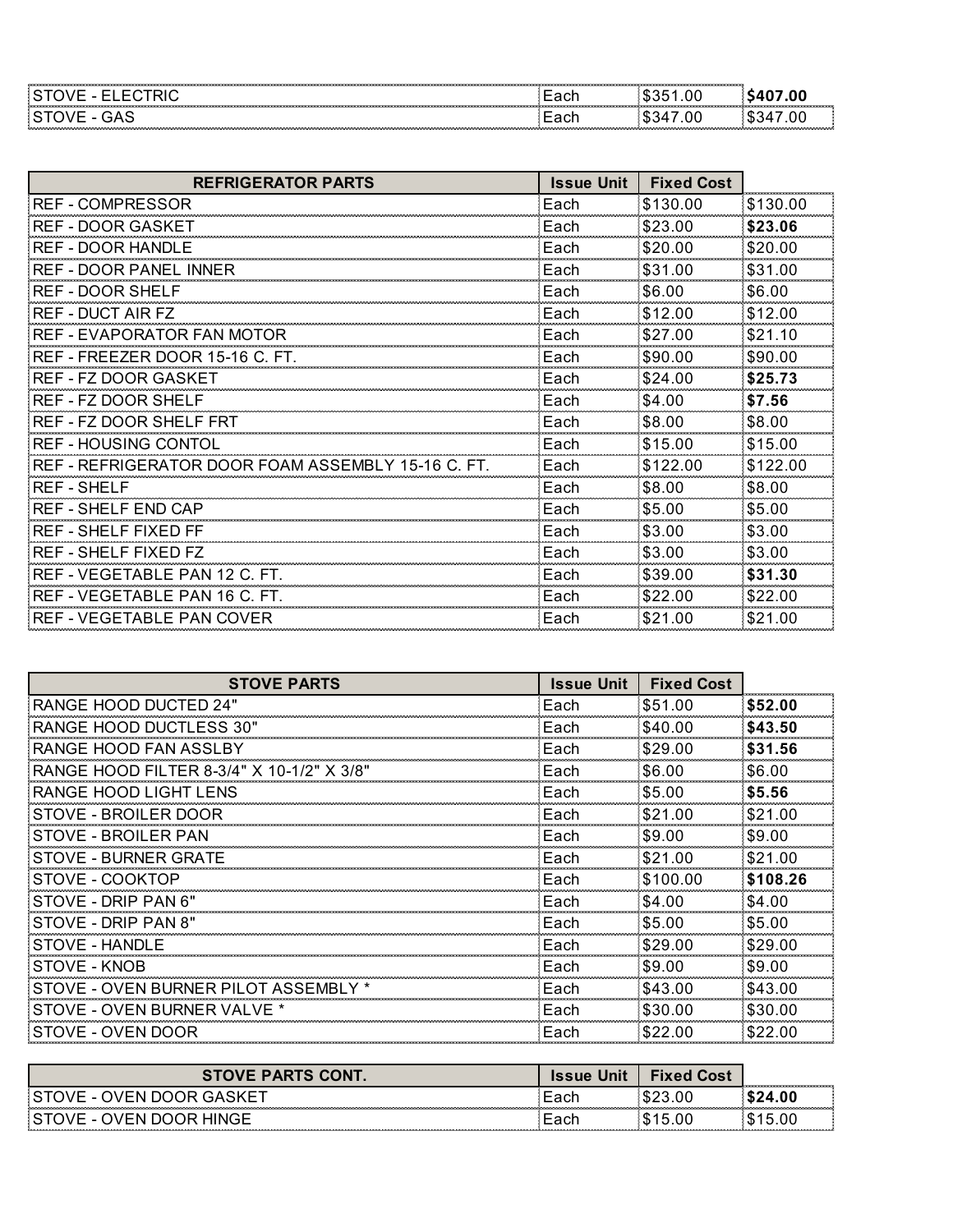| | | | |
|---|---|---|---|
| STOVE - ELECTRIC | Each | $351.00 | **$407.00** |
| STOVE - GAS | Each | $347.00 | $347.00 |

| REFRIGERATOR PARTS | Issue Unit | Fixed Cost | |
|---|---|---|---|
| REF - COMPRESSOR | Each | $130.00 | $130.00 |
| REF - DOOR GASKET | Each | $23.00 | **$23.06** |
| REF - DOOR HANDLE | Each | $20.00 | $20.00 |
| REF - DOOR PANEL INNER | Each | $31.00 | $31.00 |
| REF - DOOR SHELF | Each | $6.00 | $6.00 |
| REF - DUCT AIR FZ | Each | $12.00 | $12.00 |
| REF - EVAPORATOR FAN MOTOR | Each | $27.00 | $21.10 |
| REF - FREEZER DOOR 15-16 C. FT. | Each | $90.00 | $90.00 |
| REF - FZ DOOR GASKET | Each | $24.00 | **$25.73** |
| REF - FZ DOOR SHELF | Each | $4.00 | **$7.56** |
| REF - FZ DOOR SHELF FRT | Each | $8.00 | $8.00 |
| REF - HOUSING CONTOL | Each | $15.00 | $15.00 |
| REF - REFRIGERATOR DOOR FOAM ASSEMBLY 15-16 C. FT. | Each | $122.00 | $122.00 |
| REF - SHELF | Each | $8.00 | $8.00 |
| REF - SHELF END CAP | Each | $5.00 | $5.00 |
| REF - SHELF FIXED FF | Each | $3.00 | $3.00 |
| REF - SHELF FIXED FZ | Each | $3.00 | $3.00 |
| REF - VEGETABLE PAN 12 C. FT. | Each | $39.00 | **$31.30** |
| REF - VEGETABLE PAN 16 C. FT. | Each | $22.00 | $22.00 |
| REF - VEGETABLE PAN COVER | Each | $21.00 | $21.00 |

| STOVE PARTS | Issue Unit | Fixed Cost | |
|---|---|---|---|
| RANGE HOOD DUCTED 24" | Each | $51.00 | **$52.00** |
| RANGE HOOD DUCTLESS 30" | Each | $40.00 | **$43.50** |
| RANGE HOOD FAN ASSLBY | Each | $29.00 | **$31.56** |
| RANGE HOOD FILTER 8-3/4" X 10-1/2" X 3/8" | Each | $6.00 | $6.00 |
| RANGE HOOD LIGHT LENS | Each | $5.00 | **$5.56** |
| STOVE - BROILER DOOR | Each | $21.00 | $21.00 |
| STOVE - BROILER PAN | Each | $9.00 | $9.00 |
| STOVE - BURNER GRATE | Each | $21.00 | $21.00 |
| STOVE - COOKTOP | Each | $100.00 | **$108.26** |
| STOVE - DRIP PAN 6" | Each | $4.00 | $4.00 |
| STOVE - DRIP PAN 8" | Each | $5.00 | $5.00 |
| STOVE - HANDLE | Each | $29.00 | $29.00 |
| STOVE - KNOB | Each | $9.00 | $9.00 |
| STOVE - OVEN BURNER PILOT ASSEMBLY * | Each | $43.00 | $43.00 |
| STOVE - OVEN BURNER VALVE * | Each | $30.00 | $30.00 |
| STOVE - OVEN DOOR | Each | $22.00 | $22.00 |

| STOVE PARTS CONT. | Issue Unit | Fixed Cost | |
|---|---|---|---|
| STOVE - OVEN DOOR GASKET | Each | $23.00 | **$24.00** |
| STOVE - OVEN DOOR HINGE | Each | $15.00 | $15.00 |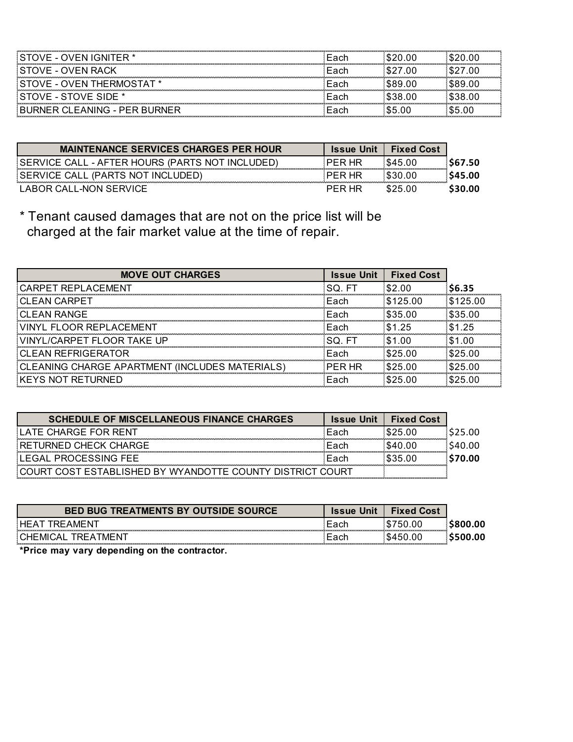| | | | |
|---|---|---|---|
| STOVE - OVEN IGNITER * | Each | $20.00 | $20.00 |
| STOVE - OVEN RACK | Each | $27.00 | $27.00 |
| STOVE - OVEN THERMOSTAT * | Each | $89.00 | $89.00 |
| STOVE - STOVE SIDE * | Each | $38.00 | $38.00 |
| BURNER CLEANING - PER BURNER | Each | $5.00 | $5.00 |

| MAINTENANCE SERVICES CHARGES PER HOUR | Issue Unit | Fixed Cost | |
|---|---|---|---|
| SERVICE CALL - AFTER HOURS (PARTS NOT INCLUDED) | PER HR | $45.00 | **$67.50** |
| SERVICE CALL (PARTS NOT INCLUDED) | PER HR | $30.00 | **$45.00** |
| LABOR CALL-NON SERVICE | PER HR | $25.00 | **$30.00** |

\* Tenant caused damages that are not on the price list will be charged at the fair market value at the time of repair.

| MOVE OUT CHARGES | Issue Unit | Fixed Cost | |
|---|---|---|---|
| CARPET REPLACEMENT | SQ. FT | $2.00 | **$6.35** |
| CLEAN CARPET | Each | $125.00 | $125.00 |
| CLEAN RANGE | Each | $35.00 | $35.00 |
| VINYL FLOOR REPLACEMENT | Each | $1.25 | $1.25 |
| VINYL/CARPET FLOOR TAKE UP | SQ. FT | $1.00 | $1.00 |
| CLEAN REFRIGERATOR | Each | $25.00 | $25.00 |
| CLEANING CHARGE APARTMENT (INCLUDES MATERIALS) | PER HR | $25.00 | $25.00 |
| KEYS NOT RETURNED | Each | $25.00 | $25.00 |

| SCHEDULE OF MISCELLANEOUS FINANCE CHARGES | Issue Unit | Fixed Cost | |
|---|---|---|---|
| LATE CHARGE FOR RENT | Each | $25.00 | $25.00 |
| RETURNED CHECK CHARGE | Each | $40.00 | $40.00 |
| LEGAL PROCESSING FEE | Each | $35.00 | **$70.00** |
| COURT COST ESTABLISHED BY WYANDOTTE COUNTY DISTRICT COURT | | | |

| BED BUG TREATMENTS BY OUTSIDE SOURCE | Issue Unit | Fixed Cost | |
|---|---|---|---|
| HEAT TREAMENT | Each | $750.00 | **$800.00** |
| CHEMICAL TREATMENT | Each | $450.00 | **$500.00** |

**\*Price may vary depending on the contractor.**